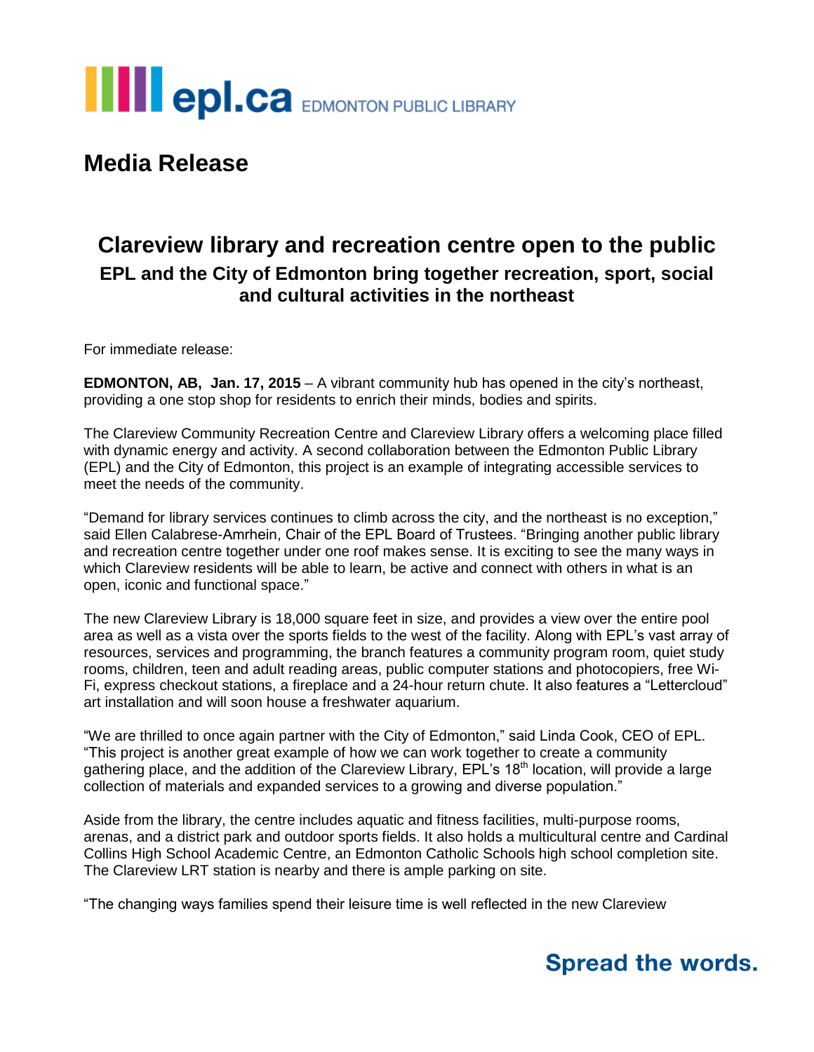epl.ca EDMONTON PUBLIC LIBRARY

# Media Release

## Clareview library and recreation centre open to the public

### EPL and the City of Edmonton bring together recreation, sport, social and cultural activities in the northeast

For immediate release:

**EDMONTON, AB, Jan. 17, 2015** – A vibrant community hub has opened in the city's northeast, providing a one stop shop for residents to enrich their minds, bodies and spirits.

The Clareview Community Recreation Centre and Clareview Library offers a welcoming place filled with dynamic energy and activity. A second collaboration between the Edmonton Public Library (EPL) and the City of Edmonton, this project is an example of integrating accessible services to meet the needs of the community.

"Demand for library services continues to climb across the city, and the northeast is no exception," said Ellen Calabrese-Amrhein, Chair of the EPL Board of Trustees. "Bringing another public library and recreation centre together under one roof makes sense. It is exciting to see the many ways in which Clareview residents will be able to learn, be active and connect with others in what is an open, iconic and functional space."

The new Clareview Library is 18,000 square feet in size, and provides a view over the entire pool area as well as a vista over the sports fields to the west of the facility. Along with EPL's vast array of resources, services and programming, the branch features a community program room, quiet study rooms, children, teen and adult reading areas, public computer stations and photocopiers, free Wi-Fi, express checkout stations, a fireplace and a 24-hour return chute. It also features a "Lettercloud" art installation and will soon house a freshwater aquarium.

"We are thrilled to once again partner with the City of Edmonton," said Linda Cook, CEO of EPL. "This project is another great example of how we can work together to create a community gathering place, and the addition of the Clareview Library, EPL's 18th location, will provide a large collection of materials and expanded services to a growing and diverse population."

Aside from the library, the centre includes aquatic and fitness facilities, multi-purpose rooms, arenas, and a district park and outdoor sports fields. It also holds a multicultural centre and Cardinal Collins High School Academic Centre, an Edmonton Catholic Schools high school completion site. The Clareview LRT station is nearby and there is ample parking on site.

"The changing ways families spend their leisure time is well reflected in the new Clareview

**Spread the words.**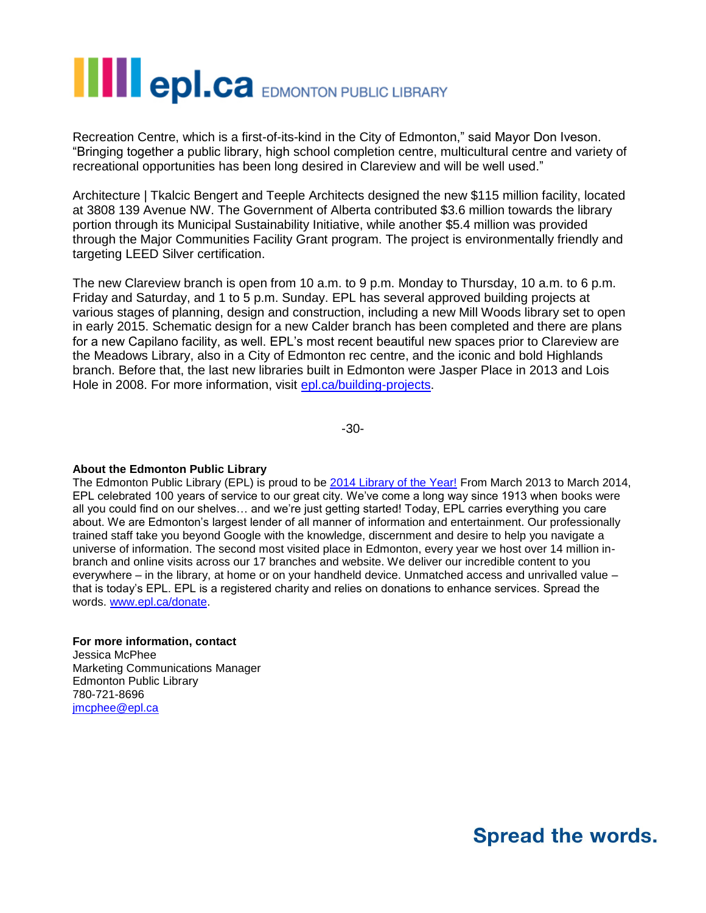Recreation Centre, which is a first-of-its-kind in the City of Edmonton," said Mayor Don Iveson. "Bringing together a public library, high school completion centre, multicultural centre and variety of recreational opportunities has been long desired in Clareview and will be well used."

Architecture | Tkalcic Bengert and Teeple Architects designed the new $115 million facility, located at 3808 139 Avenue NW. The Government of Alberta contributed $3.6 million towards the library portion through its Municipal Sustainability Initiative, while another $5.4 million was provided through the Major Communities Facility Grant program. The project is environmentally friendly and targeting LEED Silver certification.

The new Clareview branch is open from 10 a.m. to 9 p.m. Monday to Thursday, 10 a.m. to 6 p.m. Friday and Saturday, and 1 to 5 p.m. Sunday. EPL has several approved building projects at various stages of planning, design and construction, including a new Mill Woods library set to open in early 2015. Schematic design for a new Calder branch has been completed and there are plans for a new Capilano facility, as well. EPL's most recent beautiful new spaces prior to Clareview are the Meadows Library, also in a City of Edmonton rec centre, and the iconic and bold Highlands branch. Before that, the last new libraries built in Edmonton were Jasper Place in 2013 and Lois Hole in 2008. For more information, visit epl.ca/building-projects.

-30-

**About the Edmonton Public Library**

The Edmonton Public Library (EPL) is proud to be 2014 Library of the Year! From March 2013 to March 2014, EPL celebrated 100 years of service to our great city. We've come a long way since 1913 when books were all you could find on our shelves… and we're just getting started! Today, EPL carries everything you care about. We are Edmonton's largest lender of all manner of information and entertainment. Our professionally trained staff take you beyond Google with the knowledge, discernment and desire to help you navigate a universe of information. The second most visited place in Edmonton, every year we host over 14 million in-branch and online visits across our 17 branches and website. We deliver our incredible content to you everywhere – in the library, at home or on your handheld device. Unmatched access and unrivalled value – that is today's EPL. EPL is a registered charity and relies on donations to enhance services. Spread the words. www.epl.ca/donate.

**For more information, contact**

Jessica McPhee
Marketing Communications Manager
Edmonton Public Library
780-721-8696
jmcphee@epl.ca